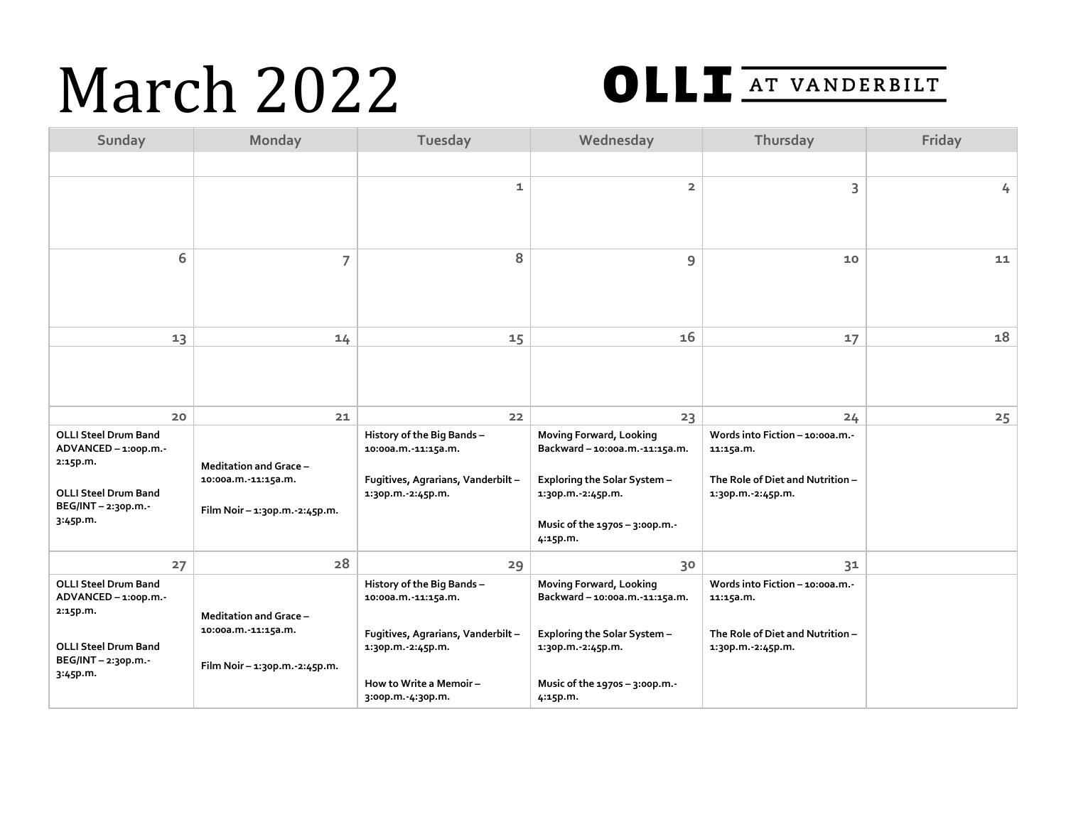# March 2022

OLLI AT VANDERBILT

| Sunday | Monday | Tuesday | Wednesday | Thursday | Friday |
|---|---|---|---|---|---|
| | | | | | |
| | | 1 | 2 | 3 | 4 |
| 6 | 7 | 8 | 9 | 10 | 11 |
| 13 | 14 | 15 | 16 | 17 | 18 |
| 20<br>**OLLI Steel Drum Band ADVANCED – 1:00p.m.-2:15p.m.**<br><br>**OLLI Steel Drum Band BEG/INT – 2:30p.m.-3:45p.m.** | 21<br>**Meditation and Grace – 10:00a.m.-11:15a.m.**<br><br>**Film Noir – 1:30p.m.-2:45p.m.** | 22<br>**History of the Big Bands – 10:00a.m.-11:15a.m.**<br><br>**Fugitives, Agrarians, Vanderbilt – 1:30p.m.-2:45p.m.** | 23<br>**Moving Forward, Looking Backward – 10:00a.m.-11:15a.m.**<br><br>**Exploring the Solar System – 1:30p.m.-2:45p.m.**<br><br>**Music of the 1970s – 3:00p.m.-4:15p.m.** | 24<br>**Words into Fiction – 10:00a.m.-11:15a.m.**<br><br>**The Role of Diet and Nutrition – 1:30p.m.-2:45p.m.** | 25 |
| 27<br>**OLLI Steel Drum Band ADVANCED – 1:00p.m.-2:15p.m.**<br><br>**OLLI Steel Drum Band BEG/INT – 2:30p.m.-3:45p.m.** | 28<br>**Meditation and Grace – 10:00a.m.-11:15a.m.**<br><br>**Film Noir – 1:30p.m.-2:45p.m.** | 29<br>**History of the Big Bands – 10:00a.m.-11:15a.m.**<br><br>**Fugitives, Agrarians, Vanderbilt – 1:30p.m.-2:45p.m.**<br><br>**How to Write a Memoir – 3:00p.m.-4:30p.m.** | 30<br>**Moving Forward, Looking Backward – 10:00a.m.-11:15a.m.**<br><br>**Exploring the Solar System – 1:30p.m.-2:45p.m.**<br><br>**Music of the 1970s – 3:00p.m.-4:15p.m.** | 31<br>**Words into Fiction – 10:00a.m.-11:15a.m.**<br><br>**The Role of Diet and Nutrition – 1:30p.m.-2:45p.m.** | |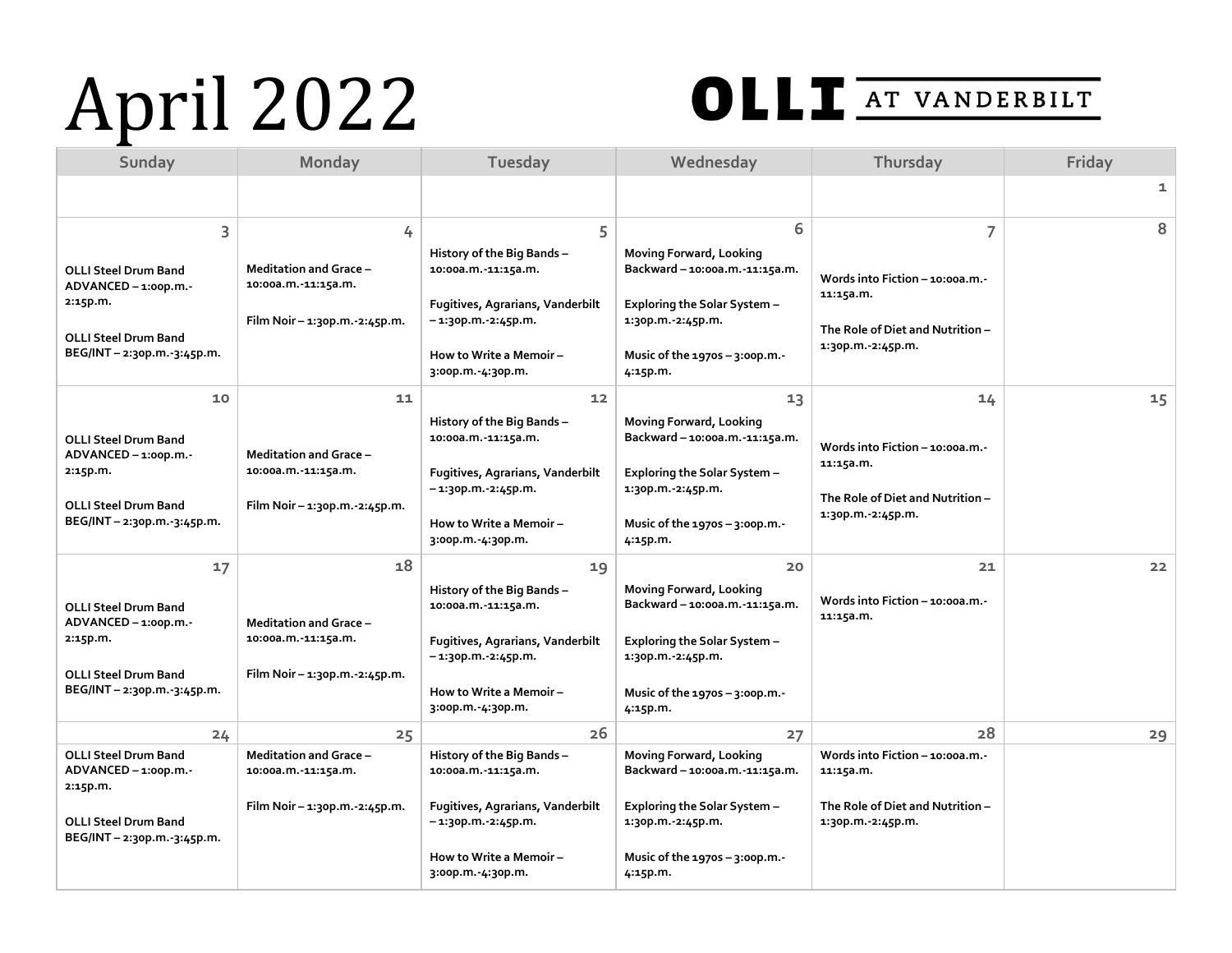# April 2022

**OLLI AT VANDERBILT**

| Sunday | Monday | Tuesday | Wednesday | Thursday | Friday |
|---|---|---|---|---|---|
| | | | | | 1 |
| 3<br>**OLLI Steel Drum Band ADVANCED – 1:00p.m.-2:15p.m.**<br><br>**OLLI Steel Drum Band BEG/INT – 2:30p.m.-3:45p.m.** | 4<br>**Meditation and Grace – 10:00a.m.-11:15a.m.**<br><br>**Film Noir – 1:30p.m.-2:45p.m.** | 5<br>**History of the Big Bands – 10:00a.m.-11:15a.m.**<br><br>**Fugitives, Agrarians, Vanderbilt – 1:30p.m.-2:45p.m.**<br><br>**How to Write a Memoir – 3:00p.m.-4:30p.m.** | 6<br>**Moving Forward, Looking Backward – 10:00a.m.-11:15a.m.**<br><br>**Exploring the Solar System – 1:30p.m.-2:45p.m.**<br><br>**Music of the 1970s – 3:00p.m.-4:15p.m.** | 7<br>**Words into Fiction – 10:00a.m.-11:15a.m.**<br><br>**The Role of Diet and Nutrition – 1:30p.m.-2:45p.m.** | 8 |
| 10<br>**OLLI Steel Drum Band ADVANCED – 1:00p.m.-2:15p.m.**<br><br>**OLLI Steel Drum Band BEG/INT – 2:30p.m.-3:45p.m.** | 11<br>**Meditation and Grace – 10:00a.m.-11:15a.m.**<br><br>**Film Noir – 1:30p.m.-2:45p.m.** | 12<br>**History of the Big Bands – 10:00a.m.-11:15a.m.**<br><br>**Fugitives, Agrarians, Vanderbilt – 1:30p.m.-2:45p.m.**<br><br>**How to Write a Memoir – 3:00p.m.-4:30p.m.** | 13<br>**Moving Forward, Looking Backward – 10:00a.m.-11:15a.m.**<br><br>**Exploring the Solar System – 1:30p.m.-2:45p.m.**<br><br>**Music of the 1970s – 3:00p.m.-4:15p.m.** | 14<br>**Words into Fiction – 10:00a.m.-11:15a.m.**<br><br>**The Role of Diet and Nutrition – 1:30p.m.-2:45p.m.** | 15 |
| 17<br>**OLLI Steel Drum Band ADVANCED – 1:00p.m.-2:15p.m.**<br><br>**OLLI Steel Drum Band BEG/INT – 2:30p.m.-3:45p.m.** | 18<br>**Meditation and Grace – 10:00a.m.-11:15a.m.**<br><br>**Film Noir – 1:30p.m.-2:45p.m.** | 19<br>**History of the Big Bands – 10:00a.m.-11:15a.m.**<br><br>**Fugitives, Agrarians, Vanderbilt – 1:30p.m.-2:45p.m.**<br><br>**How to Write a Memoir – 3:00p.m.-4:30p.m.** | 20<br>**Moving Forward, Looking Backward – 10:00a.m.-11:15a.m.**<br><br>**Exploring the Solar System – 1:30p.m.-2:45p.m.**<br><br>**Music of the 1970s – 3:00p.m.-4:15p.m.** | 21<br>**Words into Fiction – 10:00a.m.-11:15a.m.** | 22 |
| 24<br>**OLLI Steel Drum Band ADVANCED – 1:00p.m.-2:15p.m.**<br><br>**OLLI Steel Drum Band BEG/INT – 2:30p.m.-3:45p.m.** | 25<br>**Meditation and Grace – 10:00a.m.-11:15a.m.**<br><br>**Film Noir – 1:30p.m.-2:45p.m.** | 26<br>**History of the Big Bands – 10:00a.m.-11:15a.m.**<br><br>**Fugitives, Agrarians, Vanderbilt – 1:30p.m.-2:45p.m.**<br><br>**How to Write a Memoir – 3:00p.m.-4:30p.m.** | 27<br>**Moving Forward, Looking Backward – 10:00a.m.-11:15a.m.**<br><br>**Exploring the Solar System – 1:30p.m.-2:45p.m.**<br><br>**Music of the 1970s – 3:00p.m.-4:15p.m.** | 28<br>**Words into Fiction – 10:00a.m.-11:15a.m.**<br><br>**The Role of Diet and Nutrition – 1:30p.m.-2:45p.m.** | 29 |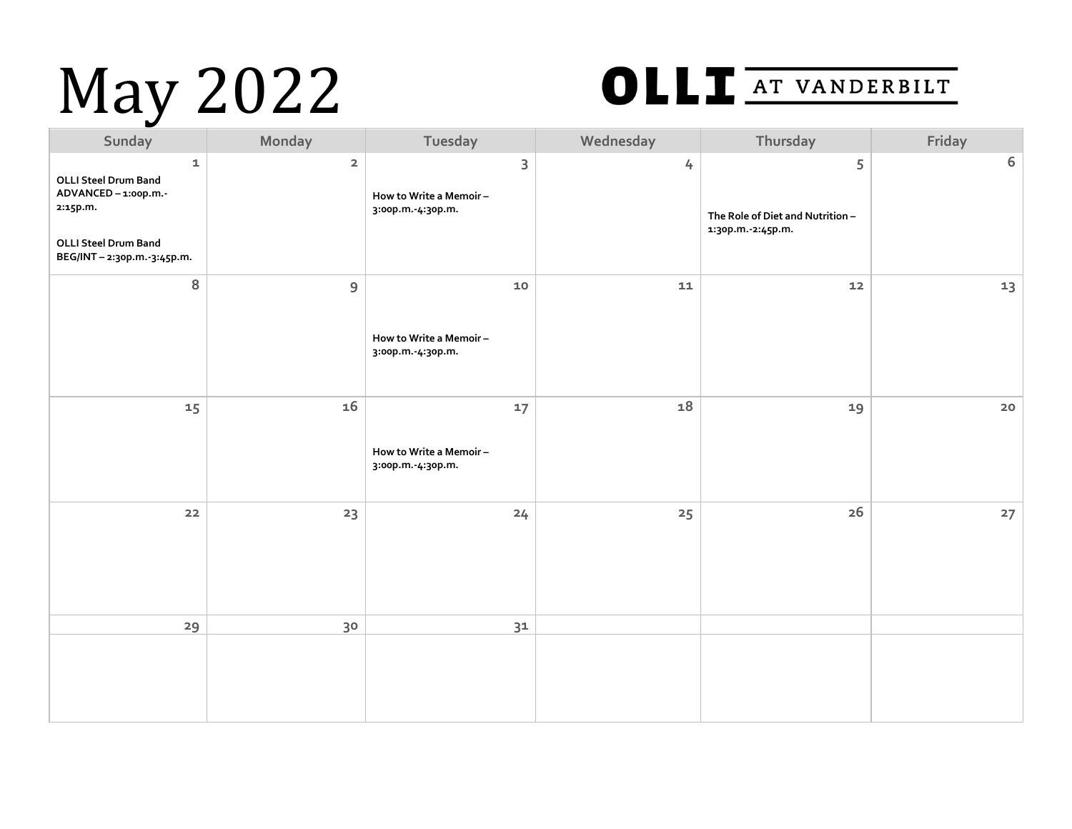# May 2022

OLLI AT VANDERBILT

| Sunday | Monday | Tuesday | Wednesday | Thursday | Friday |
|---|---|---|---|---|---|
| 1<br>**OLLI Steel Drum Band ADVANCED – 1:00p.m.-2:15p.m.**<br><br>**OLLI Steel Drum Band BEG/INT – 2:30p.m.-3:45p.m.** | 2 | 3<br>**How to Write a Memoir – 3:00p.m.-4:30p.m.** | 4 | 5<br>**The Role of Diet and Nutrition – 1:30p.m.-2:45p.m.** | 6 |
| 8 | 9 | 10<br>**How to Write a Memoir – 3:00p.m.-4:30p.m.** | 11 | 12 | 13 |
| 15 | 16 | 17<br>**How to Write a Memoir – 3:00p.m.-4:30p.m.** | 18 | 19 | 20 |
| 22 | 23 | 24 | 25 | 26 | 27 |
| 29 | 30 | 31 | | | |